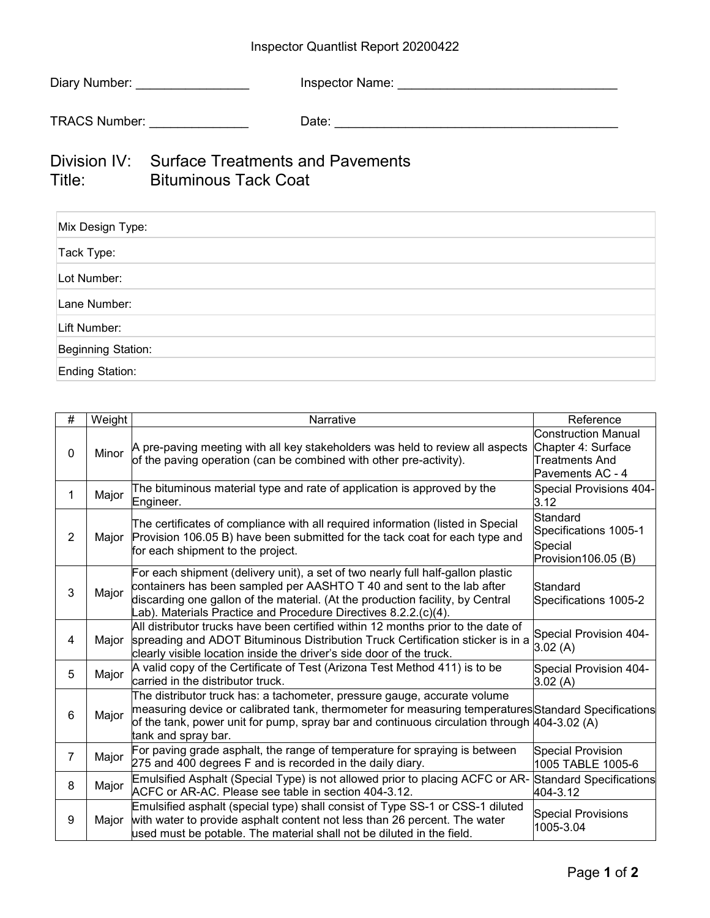Inspector Quantlist Report 20200422

Diary Number: ________________ Inspector Name: ________________________________

TRACS Number: ______________ Date: ________________________________________

# Division IV: Surface Treatments and Pavements
# Title: Bituminous Tack Coat

| |
|---|
| Mix Design Type: |
| Tack Type: |
| Lot Number: |
| Lane Number: |
| Lift Number: |
| Beginning Station: |
| Ending Station: |

| # | Weight | Narrative | Reference |
|---|---|---|---|
| 0 | Minor | A pre-paving meeting with all key stakeholders was held to review all aspects of the paving operation (can be combined with other pre-activity). | Construction Manual Chapter 4: Surface Treatments And Pavements AC - 4 |
| 1 | Major | The bituminous material type and rate of application is approved by the Engineer. | Special Provisions 404-3.12 |
| 2 | Major | The certificates of compliance with all required information (listed in Special Provision 106.05 B) have been submitted for the tack coat for each type and for each shipment to the project. | Standard Specifications 1005-1 Special Provision106.05 (B) |
| 3 | Major | For each shipment (delivery unit), a set of two nearly full half-gallon plastic containers has been sampled per AASHTO T 40 and sent to the lab after discarding one gallon of the material. (At the production facility, by Central Lab). Materials Practice and Procedure Directives 8.2.2.(c)(4). | Standard Specifications 1005-2 |
| 4 | Major | All distributor trucks have been certified within 12 months prior to the date of spreading and ADOT Bituminous Distribution Truck Certification sticker is in a clearly visible location inside the driver's side door of the truck. | Special Provision 404-3.02 (A) |
| 5 | Major | A valid copy of the Certificate of Test (Arizona Test Method 411) is to be carried in the distributor truck. | Special Provision 404-3.02 (A) |
| 6 | Major | The distributor truck has: a tachometer, pressure gauge, accurate volume measuring device or calibrated tank, thermometer for measuring temperatures of the tank, power unit for pump, spray bar and continuous circulation through tank and spray bar. | Standard Specifications 404-3.02 (A) |
| 7 | Major | For paving grade asphalt, the range of temperature for spraying is between 275 and 400 degrees F and is recorded in the daily diary. | Special Provision 1005 TABLE 1005-6 |
| 8 | Major | Emulsified Asphalt (Special Type) is not allowed prior to placing ACFC or AR-ACFC or AR-AC. Please see table in section 404-3.12. | Standard Specifications 404-3.12 |
| 9 | Major | Emulsified asphalt (special type) shall consist of Type SS-1 or CSS-1 diluted with water to provide asphalt content not less than 26 percent. The water used must be potable. The material shall not be diluted in the field. | Special Provisions 1005-3.04 |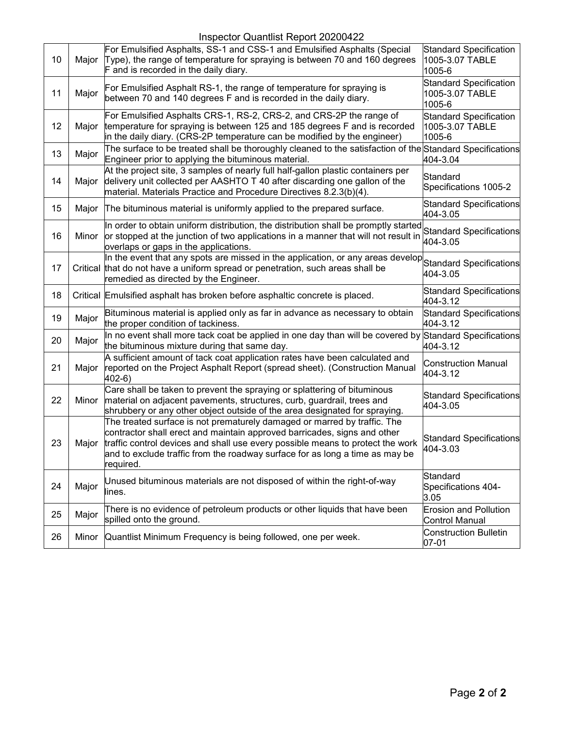| | | | |
|---|---|---|---|
| 10 | Major | For Emulsified Asphalts, SS-1 and CSS-1 and Emulsified Asphalts (Special Type), the range of temperature for spraying is between 70 and 160 degrees F and is recorded in the daily diary. | Standard Specification 1005-3.07 TABLE 1005-6 |
| 11 | Major | For Emulsified Asphalt RS-1, the range of temperature for spraying is between 70 and 140 degrees F and is recorded in the daily diary. | Standard Specification 1005-3.07 TABLE 1005-6 |
| 12 | Major | For Emulsified Asphalts CRS-1, RS-2, CRS-2, and CRS-2P the range of temperature for spraying is between 125 and 185 degrees F and is recorded in the daily diary. (CRS-2P temperature can be modified by the engineer) | Standard Specification 1005-3.07 TABLE 1005-6 |
| 13 | Major | The surface to be treated shall be thoroughly cleaned to the satisfaction of the Engineer prior to applying the bituminous material. | Standard Specifications 404-3.04 |
| 14 | Major | At the project site, 3 samples of nearly full half-gallon plastic containers per delivery unit collected per AASHTO T 40 after discarding one gallon of the material. Materials Practice and Procedure Directives 8.2.3(b)(4). | Standard Specifications 1005-2 |
| 15 | Major | The bituminous material is uniformly applied to the prepared surface. | Standard Specifications 404-3.05 |
| 16 | Minor | In order to obtain uniform distribution, the distribution shall be promptly started or stopped at the junction of two applications in a manner that will not result in overlaps or gaps in the applications. | Standard Specifications 404-3.05 |
| 17 | Critical | In the event that any spots are missed in the application, or any areas develop that do not have a uniform spread or penetration, such areas shall be remedied as directed by the Engineer. | Standard Specifications 404-3.05 |
| 18 | Critical | Emulsified asphalt has broken before asphaltic concrete is placed. | Standard Specifications 404-3.12 |
| 19 | Major | Bituminous material is applied only as far in advance as necessary to obtain the proper condition of tackiness. | Standard Specifications 404-3.12 |
| 20 | Major | In no event shall more tack coat be applied in one day than will be covered by the bituminous mixture during that same day. | Standard Specifications 404-3.12 |
| 21 | Major | A sufficient amount of tack coat application rates have been calculated and reported on the Project Asphalt Report (spread sheet). (Construction Manual 402-6) | Construction Manual 404-3.12 |
| 22 | Minor | Care shall be taken to prevent the spraying or splattering of bituminous material on adjacent pavements, structures, curb, guardrail, trees and shrubbery or any other object outside of the area designated for spraying. | Standard Specifications 404-3.05 |
| 23 | Major | The treated surface is not prematurely damaged or marred by traffic. The contractor shall erect and maintain approved barricades, signs and other traffic control devices and shall use every possible means to protect the work and to exclude traffic from the roadway surface for as long a time as may be required. | Standard Specifications 404-3.03 |
| 24 | Major | Unused bituminous materials are not disposed of within the right-of-way lines. | Standard Specifications 404-3.05 |
| 25 | Major | There is no evidence of petroleum products or other liquids that have been spilled onto the ground. | Erosion and Pollution Control Manual |
| 26 | Minor | Quantlist Minimum Frequency is being followed, one per week. | Construction Bulletin 07-01 |